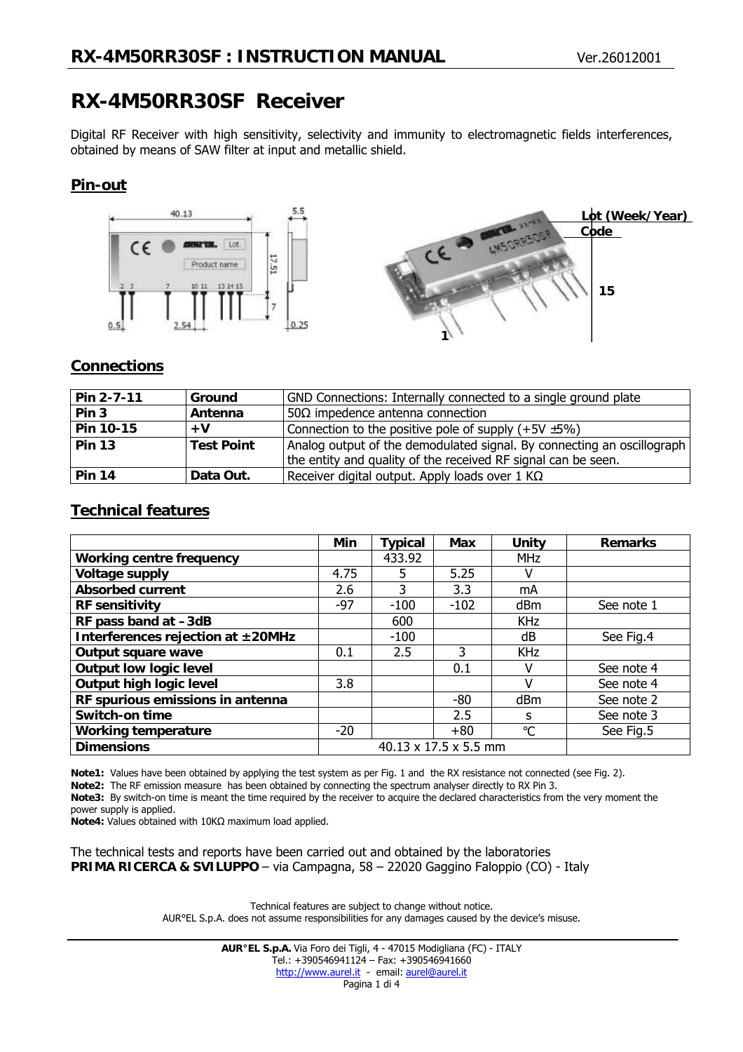# RX-4M50RR30SF : INSTRUCTION MANUAL

Ver.26012001

# RX-4M50RR30SF Receiver

Digital RF Receiver with high sensitivity, selectivity and immunity to electromagnetic fields interferences, obtained by means of SAW filter at input and metallic shield.

## Pin-out

## Connections

| Pin 2-7-11 | Ground | GND Connections: Internally connected to a single ground plate |
|---|---|---|
| **Pin 3** | **Antenna** | 50Ω impedence antenna connection |
| **Pin 10-15** | **+V** | Connection to the positive pole of supply (+5V ±5%) |
| **Pin 13** | **Test Point** | Analog output of the demodulated signal. By connecting an oscillograph the entity and quality of the received RF signal can be seen. |
| **Pin 14** | **Data Out.** | Receiver digital output. Apply loads over 1 KΩ |

## Technical features

| | Min | Typical | Max | Unity | Remarks |
|---|---|---|---|---|---|
| **Working centre frequency** | | 433.92 | | MHz | |
| **Voltage supply** | 4.75 | 5 | 5.25 | V | |
| **Absorbed current** | 2.6 | 3 | 3.3 | mA | |
| **RF sensitivity** | -97 | -100 | -102 | dBm | See note 1 |
| **RF pass band at –3dB** | | 600 | | KHz | |
| **Interferences rejection at ±20MHz** | | -100 | | dB | See Fig.4 |
| **Output square wave** | 0.1 | 2.5 | 3 | KHz | |
| **Output low logic level** | | | 0.1 | V | See note 4 |
| **Output high logic level** | 3.8 | | | V | See note 4 |
| **RF spurious emissions in antenna** | | | -80 | dBm | See note 2 |
| **Switch-on time** | | | 2.5 | s | See note 3 |
| **Working temperature** | -20 | | +80 | °C | See Fig.5 |
| **Dimensions** | 40.13 x 17.5 x 5.5 mm | | | | |

**Note1:** Values have been obtained by applying the test system as per Fig. 1 and the RX resistance not connected (see Fig. 2).
**Note2:** The RF emission measure has been obtained by connecting the spectrum analyser directly to RX Pin 3.
**Note3:** By switch-on time is meant the time required by the receiver to acquire the declared characteristics from the very moment the power supply is applied.
**Note4:** Values obtained with 10KΩ maximum load applied.

The technical tests and reports have been carried out and obtained by the laboratories
**PRIMA RICERCA & SVILUPPO** – via Campagna, 58 – 22020 Gaggino Faloppio (CO) - Italy

Technical features are subject to change without notice.
AUR°EL S.p.A. does not assume responsibilities for any damages caused by the device's misuse.

**AUR°EL S.p.A.** Via Foro dei Tigli, 4 - 47015 Modigliana (FC) - ITALY
Tel.: +390546941124 – Fax: +390546941660
http://www.aurel.it - email: aurel@aurel.it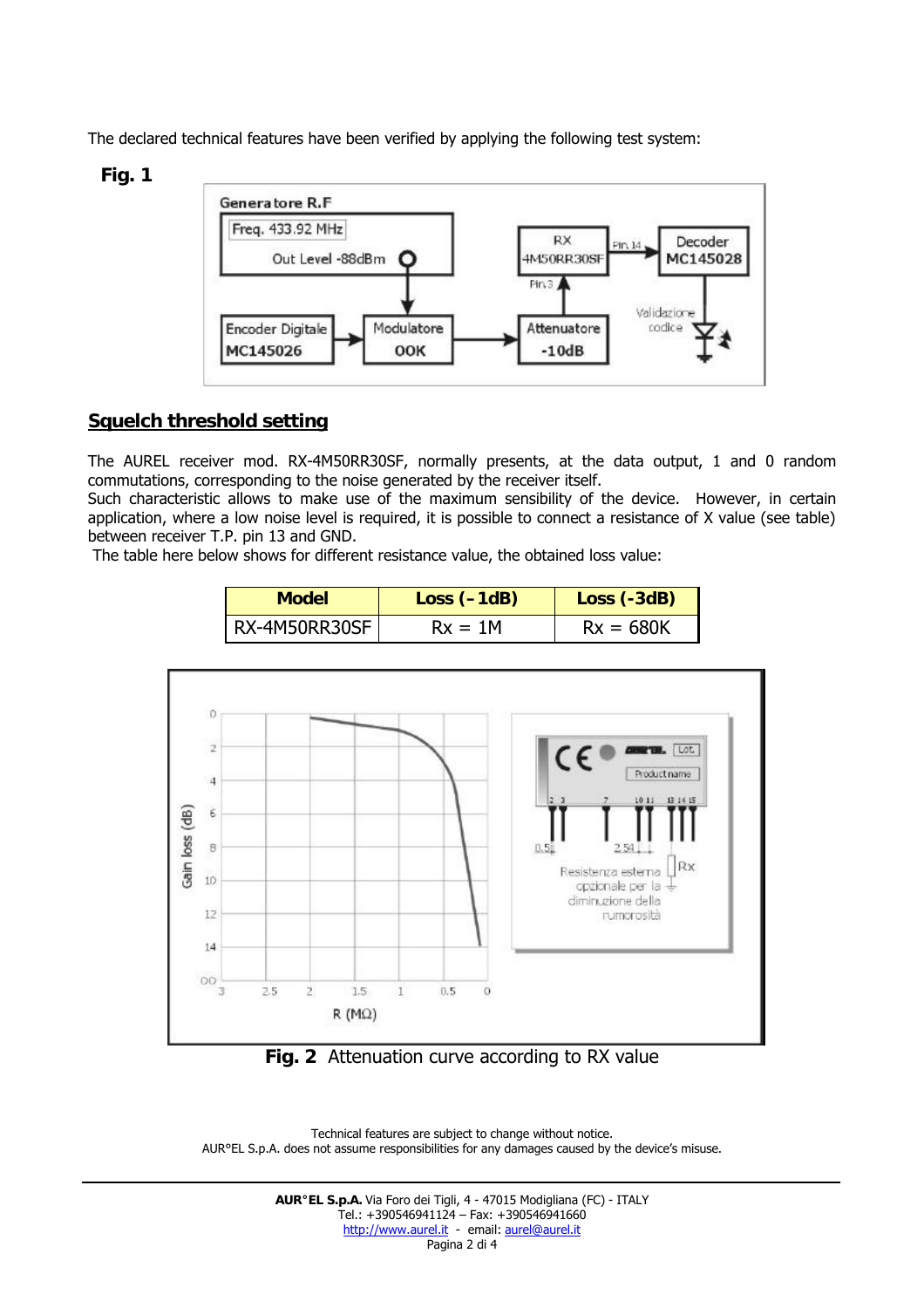The declared technical features have been verified by applying the following test system:

**Fig. 1**

## Squelch threshold setting

The AUREL receiver mod. RX-4M50RR30SF, normally presents, at the data output, 1 and 0 random commutations, corresponding to the noise generated by the receiver itself.
Such characteristic allows to make use of the maximum sensibility of the device. However, in certain application, where a low noise level is required, it is possible to connect a resistance of X value (see table) between receiver T.P. pin 13 and GND.
The table here below shows for different resistance value, the obtained loss value:

| Model | Loss (–1dB) | Loss (-3dB) |
|---|---|---|
| RX-4M50RR30SF | Rx = 1M | Rx = 680K |

**Fig. 2** Attenuation curve according to RX value

Technical features are subject to change without notice.
AUR°EL S.p.A. does not assume responsibilities for any damages caused by the device's misuse.

**AUR°EL S.p.A.** Via Foro dei Tigli, 4 - 47015 Modigliana (FC) - ITALY
Tel.: +390546941124 – Fax: +390546941660
http://www.aurel.it - email: aurel@aurel.it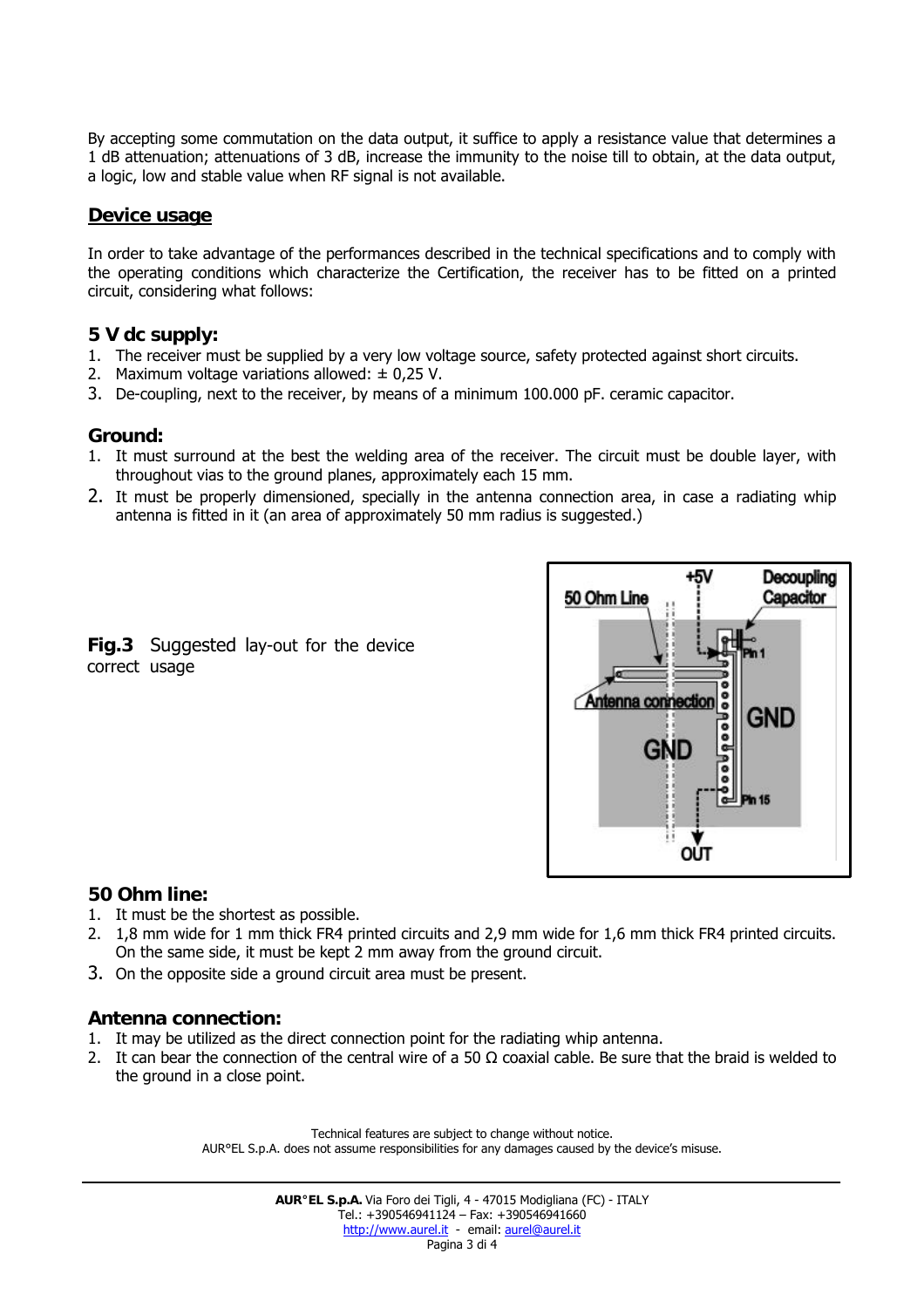By accepting some commutation on the data output, it suffice to apply a resistance value that determines a 1 dB attenuation; attenuations of 3 dB, increase the immunity to the noise till to obtain, at the data output, a logic, low and stable value when RF signal is not available.

## Device usage

In order to take advantage of the performances described in the technical specifications and to comply with the operating conditions which characterize the Certification, the receiver has to be fitted on a printed circuit, considering what follows:

### 5 V dc supply:

1. The receiver must be supplied by a very low voltage source, safety protected against short circuits.
2. Maximum voltage variations allowed: ± 0,25 V.
3. De-coupling, next to the receiver, by means of a minimum 100.000 pF. ceramic capacitor.

### Ground:

1. It must surround at the best the welding area of the receiver. The circuit must be double layer, with throughout vias to the ground planes, approximately each 15 mm.
2. It must be properly dimensioned, specially in the antenna connection area, in case a radiating whip antenna is fitted in it (an area of approximately 50 mm radius is suggested.)

**Fig.3** Suggested lay-out for the device correct usage

### 50 Ohm line:

1. It must be the shortest as possible.
2. 1,8 mm wide for 1 mm thick FR4 printed circuits and 2,9 mm wide for 1,6 mm thick FR4 printed circuits. On the same side, it must be kept 2 mm away from the ground circuit.
3. On the opposite side a ground circuit area must be present.

### Antenna connection:

1. It may be utilized as the direct connection point for the radiating whip antenna.
2. It can bear the connection of the central wire of a 50 Ω coaxial cable. Be sure that the braid is welded to the ground in a close point.

Technical features are subject to change without notice.
AUR°EL S.p.A. does not assume responsibilities for any damages caused by the device's misuse.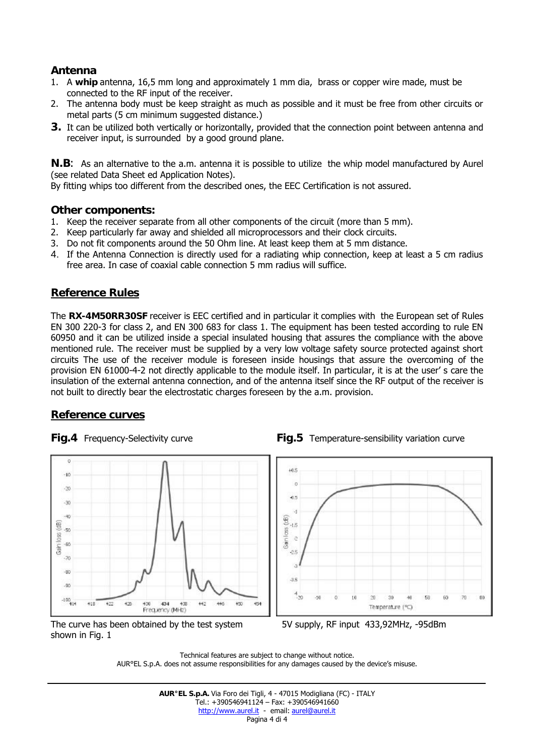## Antenna

1. A **whip** antenna, 16,5 mm long and approximately 1 mm dia, brass or copper wire made, must be connected to the RF input of the receiver.
2. The antenna body must be keep straight as much as possible and it must be free from other circuits or metal parts (5 cm minimum suggested distance.)
3. It can be utilized both vertically or horizontally, provided that the connection point between antenna and receiver input, is surrounded by a good ground plane.

**N.B**: As an alternative to the a.m. antenna it is possible to utilize the whip model manufactured by Aurel (see related Data Sheet ed Application Notes).
By fitting whips too different from the described ones, the EEC Certification is not assured.

## Other components:

1. Keep the receiver separate from all other components of the circuit (more than 5 mm).
2. Keep particularly far away and shielded all microprocessors and their clock circuits.
3. Do not fit components around the 50 Ohm line. At least keep them at 5 mm distance.
4. If the Antenna Connection is directly used for a radiating whip connection, keep at least a 5 cm radius free area. In case of coaxial cable connection 5 mm radius will suffice.

## Reference Rules

The **RX-4M50RR30SF** receiver is EEC certified and in particular it complies with the European set of Rules EN 300 220-3 for class 2, and EN 300 683 for class 1. The equipment has been tested according to rule EN 60950 and it can be utilized inside a special insulated housing that assures the compliance with the above mentioned rule. The receiver must be supplied by a very low voltage safety source protected against short circuits The use of the receiver module is foreseen inside housings that assure the overcoming of the provision EN 61000-4-2 not directly applicable to the module itself. In particular, it is at the user' s care the insulation of the external antenna connection, and of the antenna itself since the RF output of the receiver is not built to directly bear the electrostatic charges foreseen by the a.m. provision.

## Reference curves

**Fig.4** Frequency-Selectivity curve

Gain loss (dB)
0
-10
-20
-30
-40
-50
-60
-70
-80
-90
-100
414
418
422
426
430
434
438
442
446
450
454
Frequency (MHz)

The curve has been obtained by the test system shown in Fig. 1

**Fig.5** Temperature-sensibility variation curve

Gain loss (dB)
+0.5
0
-0.5
-1
-1.5
-2
-2.5
-3
-3.5
-4
-20
-10
0
10
20
30
40
50
60
70
80
Temperature (°C)

5V supply, RF input 433,92MHz, -95dBm

Technical features are subject to change without notice.
AUR°EL S.p.A. does not assume responsibilities for any damages caused by the device's misuse.

**AUR°EL S.p.A.** Via Foro dei Tigli, 4 - 47015 Modigliana (FC) - ITALY
Tel.: +390546941124 – Fax: +390546941660
http://www.aurel.it - email: aurel@aurel.it